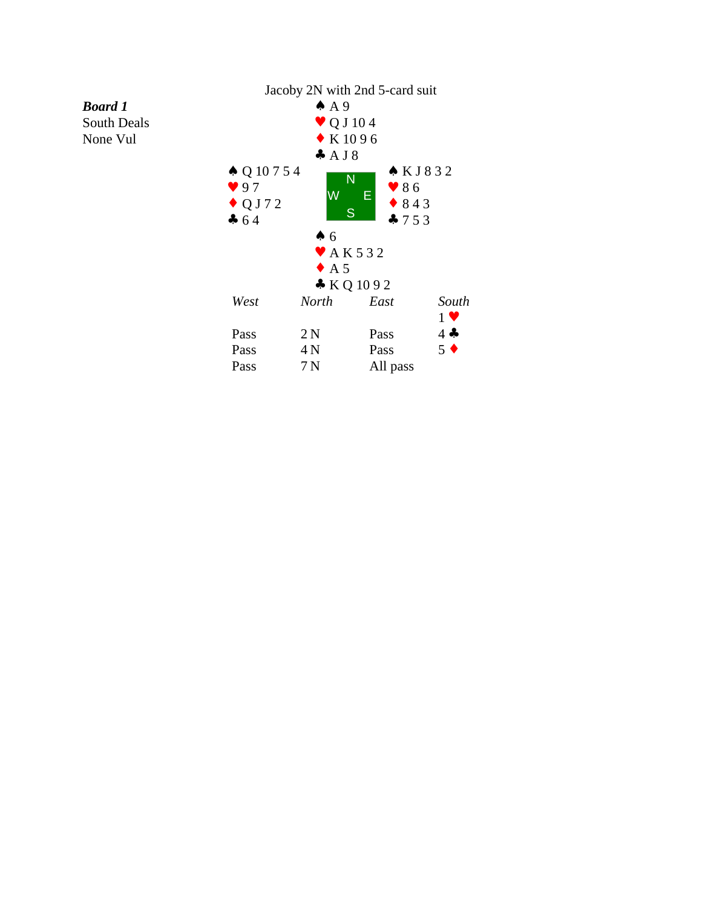# Jacoby 2N with 2nd 5-card suit

***Board 1***
South Deals
None Vul

**North**
♠ A 9
♥ Q J 10 4
♦ K 10 9 6
♣ A J 8

**West**
♠ Q 10 7 5 4
♥ 9 7
♦ Q J 7 2
♣ 6 4

**East**
♠ K J 8 3 2
♥ 8 6
♦ 8 4 3
♣ 7 5 3

**South**
♠ 6
♥ A K 5 3 2
♦ A 5
♣ K Q 10 9 2

| *West* | *North* | *East* | *South* |
|---|---|---|---|
| | | | 1 ♥ |
| Pass | 2 N | Pass | 4 ♣ |
| Pass | 4 N | Pass | 5 ♦ |
| Pass | 7 N | All pass | |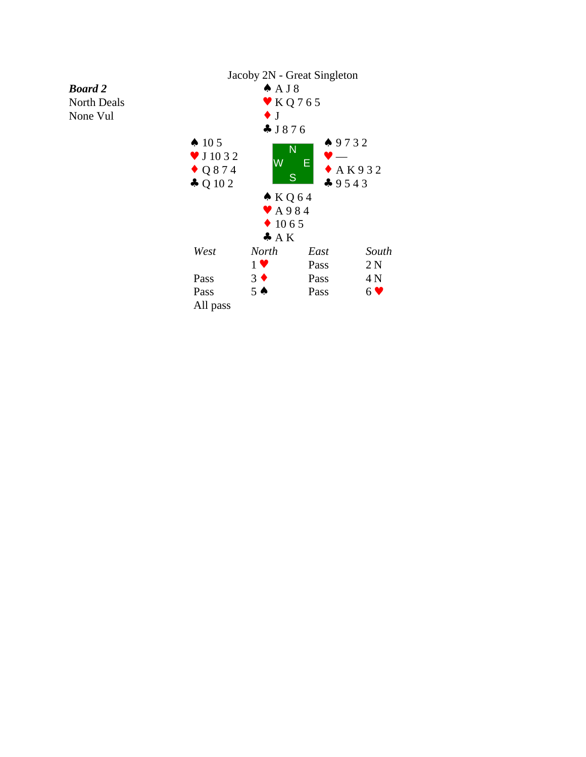Jacoby 2N - Great Singleton

***Board 2***
North Deals
None Vul

**North**
♠ A J 8
♥ K Q 7 6 5
♦ J
♣ J 8 7 6

**West**
♠ 10 5
♥ J 10 3 2
♦ Q 8 7 4
♣ Q 10 2

**East**
♠ 9 7 3 2
♥ —
♦ A K 9 3 2
♣ 9 5 4 3

**South**
♠ K Q 6 4
♥ A 9 8 4
♦ 10 6 5
♣ A K

| *West* | *North* | *East* | *South* |
|---|---|---|---|
| | 1 ♥ | Pass | 2 N |
| Pass | 3 ♦ | Pass | 4 N |
| Pass | 5 ♠ | Pass | 6 ♥ |
| All pass | | | |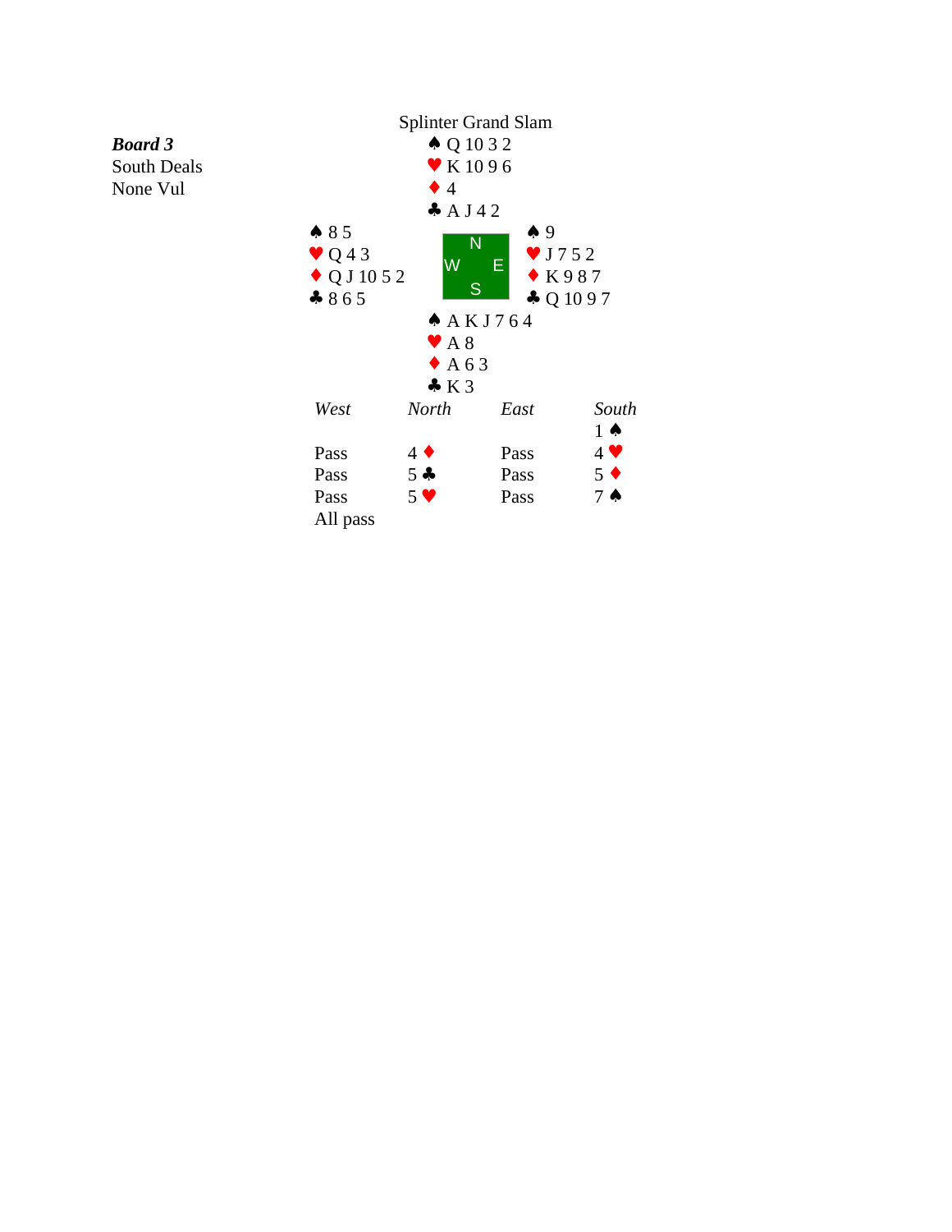**Board 3**
South Deals
None Vul

Splinter Grand Slam

**North**
♠ Q 10 3 2
♥ K 10 9 6
♦ 4
♣ A J 4 2

**West**
♠ 8 5
♥ Q 4 3
♦ Q J 10 5 2
♣ 8 6 5

**East**
♠ 9
♥ J 7 5 2
♦ K 9 8 7
♣ Q 10 9 7

**South**
♠ A K J 7 6 4
♥ A 8
♦ A 6 3
♣ K 3

| *West* | *North* | *East* | *South* |
|---|---|---|---|
| | | | 1 ♠ |
| Pass | 4 ♦ | Pass | 4 ♥ |
| Pass | 5 ♣ | Pass | 5 ♦ |
| Pass | 5 ♥ | Pass | 7 ♠ |
| All pass | | | |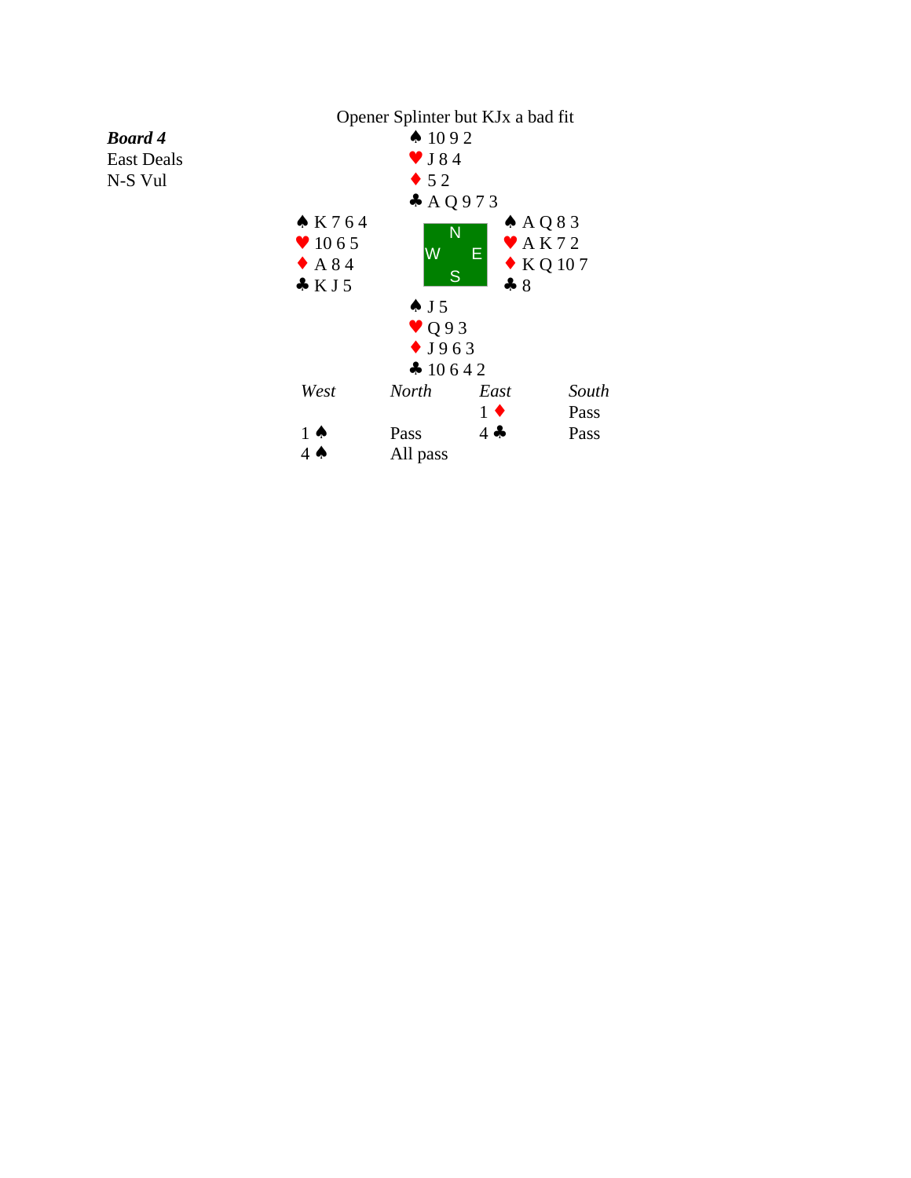Opener Splinter but KJx a bad fit

***Board 4***
East Deals
N-S Vul

**North**
♠ 10 9 2
♥ J 8 4
♦ 5 2
♣ A Q 9 7 3

**West**
♠ K 7 6 4
♥ 10 6 5
♦ A 8 4
♣ K J 5

**East**
♠ A Q 8 3
♥ A K 7 2
♦ K Q 10 7
♣ 8

**South**
♠ J 5
♥ Q 9 3
♦ J 9 6 3
♣ 10 6 4 2

| *West* | *North* | *East* | *South* |
|---|---|---|---|
| | | 1 ♦ | Pass |
| 1 ♠ | Pass | 4 ♣ | Pass |
| 4 ♠ | All pass | | |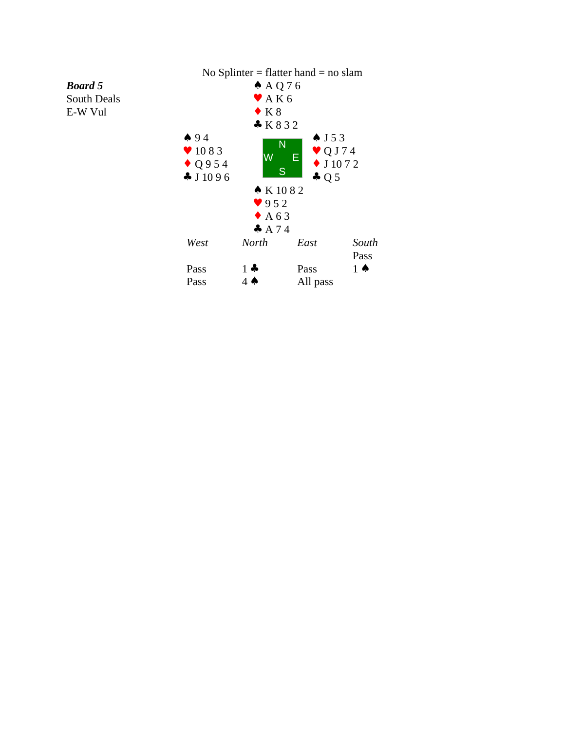No Splinter = flatter hand = no slam

***Board 5***
South Deals
E-W Vul

| | North | |
|---|---|---|
| | ♠ A Q 7 6 | |
| | ♥ A K 6 | |
| | ♦ K 8 | |
| | ♣ K 8 3 2 | |
| **West** | | **East** |
| ♠ 9 4 | | ♠ J 5 3 |
| ♥ 10 8 3 | | ♥ Q J 7 4 |
| ♦ Q 9 5 4 | | ♦ J 10 7 2 |
| ♣ J 10 9 6 | | ♣ Q 5 |
| | **South** | |
| | ♠ K 10 8 2 | |
| | ♥ 9 5 2 | |
| | ♦ A 6 3 | |
| | ♣ A 7 4 | |

| *West* | *North* | *East* | *South* |
|---|---|---|---|
| | | | Pass |
| Pass | 1 ♣ | Pass | 1 ♠ |
| Pass | 4 ♠ | All pass | |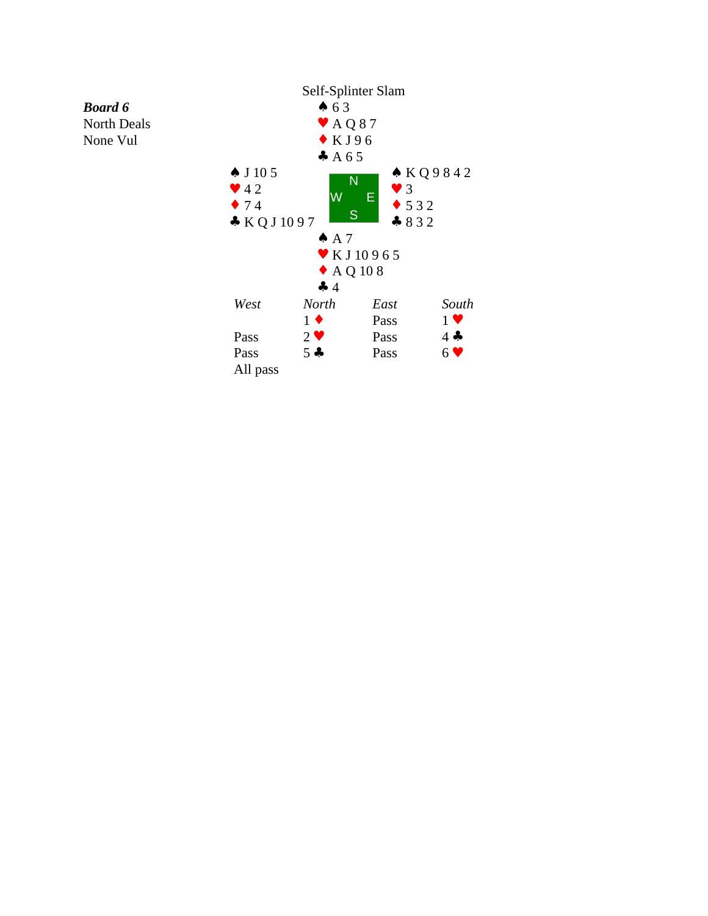**Board 6**
North Deals
None Vul

Self-Splinter Slam

| | North | |
|---|---|---|
| | ♠ 6 3 | |
| | ♥ A Q 8 7 | |
| | ♦ K J 9 6 | |
| | ♣ A 6 5 | |
| **West** | | **East** |
| ♠ J 10 5 | | ♠ K Q 9 8 4 2 |
| ♥ 4 2 | | ♥ 3 |
| ♦ 7 4 | | ♦ 5 3 2 |
| ♣ K Q J 10 9 7 | | ♣ 8 3 2 |
| | **South** | |
| | ♠ A 7 | |
| | ♥ K J 10 9 6 5 | |
| | ♦ A Q 10 8 | |
| | ♣ 4 | |

| *West* | *North* | *East* | *South* |
|---|---|---|---|
| | 1 ♦ | Pass | 1 ♥ |
| Pass | 2 ♥ | Pass | 4 ♣ |
| Pass | 5 ♣ | Pass | 6 ♥ |
| All pass | | | |